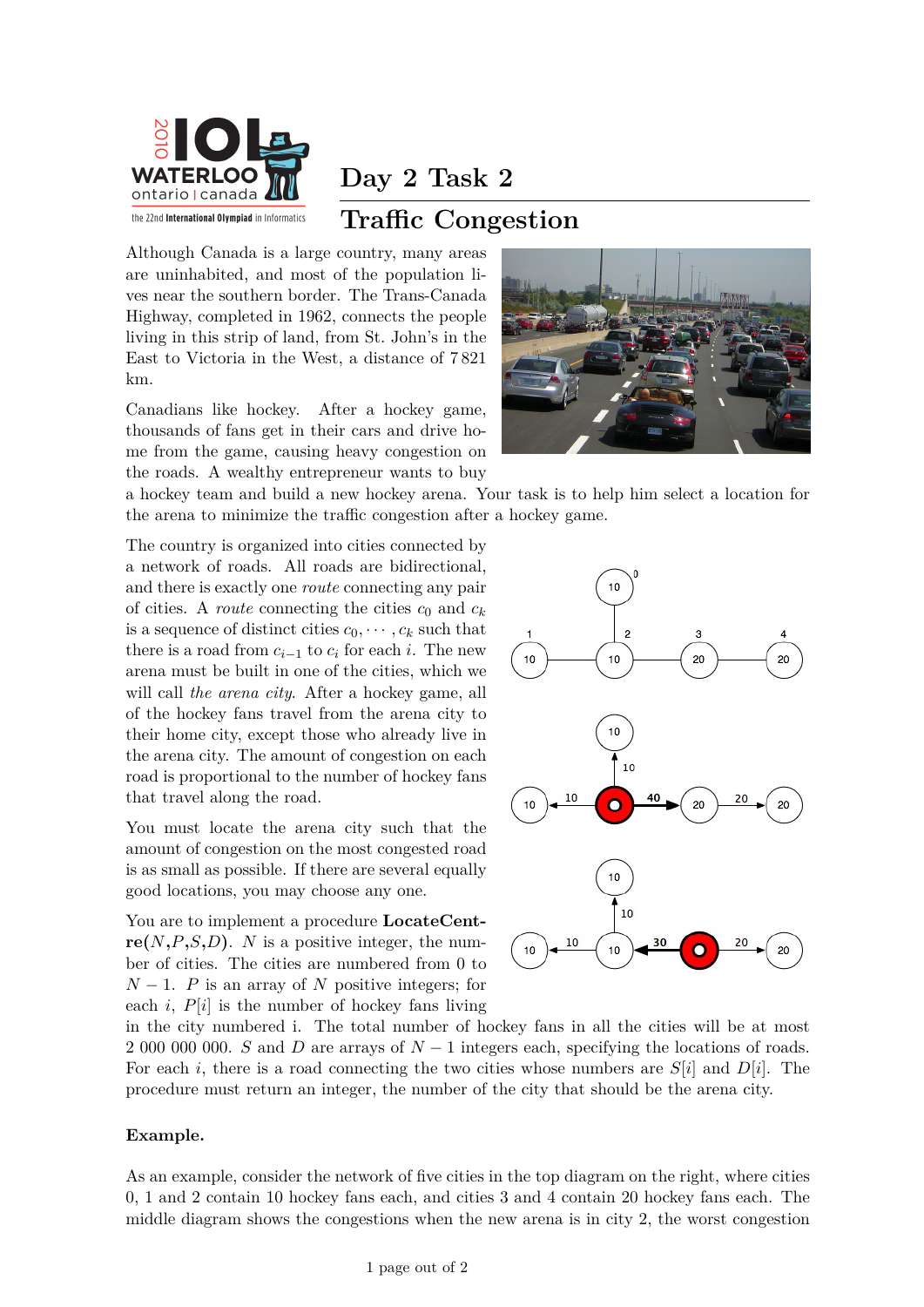# Day 2 Task 2

## Traffic Congestion

Although Canada is a large country, many areas are uninhabited, and most of the population lives near the southern border. The Trans-Canada Highway, completed in 1962, connects the people living in this strip of land, from St. John's in the East to Victoria in the West, a distance of 7 821 km.

Canadians like hockey. After a hockey game, thousands of fans get in their cars and drive home from the game, causing heavy congestion on the roads. A wealthy entrepreneur wants to buy a hockey team and build a new hockey arena. Your task is to help him select a location for the arena to minimize the traffic congestion after a hockey game.

The country is organized into cities connected by a network of roads. All roads are bidirectional, and there is exactly one *route* connecting any pair of cities. A *route* connecting the cities $c_0$ and $c_k$ is a sequence of distinct cities $c_0, \cdots, c_k$ such that there is a road from $c_{i-1}$ to $c_i$ for each $i$. The new arena must be built in one of the cities, which we will call *the arena city*. After a hockey game, all of the hockey fans travel from the arena city to their home city, except those who already live in the arena city. The amount of congestion on each road is proportional to the number of hockey fans that travel along the road.

You must locate the arena city such that the amount of congestion on the most congested road is as small as possible. If there are several equally good locations, you may choose any one.

You are to implement a procedure **LocateCentre($N$,$P$,$S$,$D$)**. $N$ is a positive integer, the number of cities. The cities are numbered from 0 to $N-1$. $P$ is an array of $N$ positive integers; for each $i$, $P[i]$ is the number of hockey fans living in the city numbered i. The total number of hockey fans in all the cities will be at most 2 000 000 000. $S$ and $D$ are arrays of $N-1$ integers each, specifying the locations of roads. For each $i$, there is a road connecting the two cities whose numbers are $S[i]$ and $D[i]$. The procedure must return an integer, the number of the city that should be the arena city.

**Example.**

As an example, consider the network of five cities in the top diagram on the right, where cities 0, 1 and 2 contain 10 hockey fans each, and cities 3 and 4 contain 20 hockey fans each. The middle diagram shows the congestions when the new arena is in city 2, the worst congestion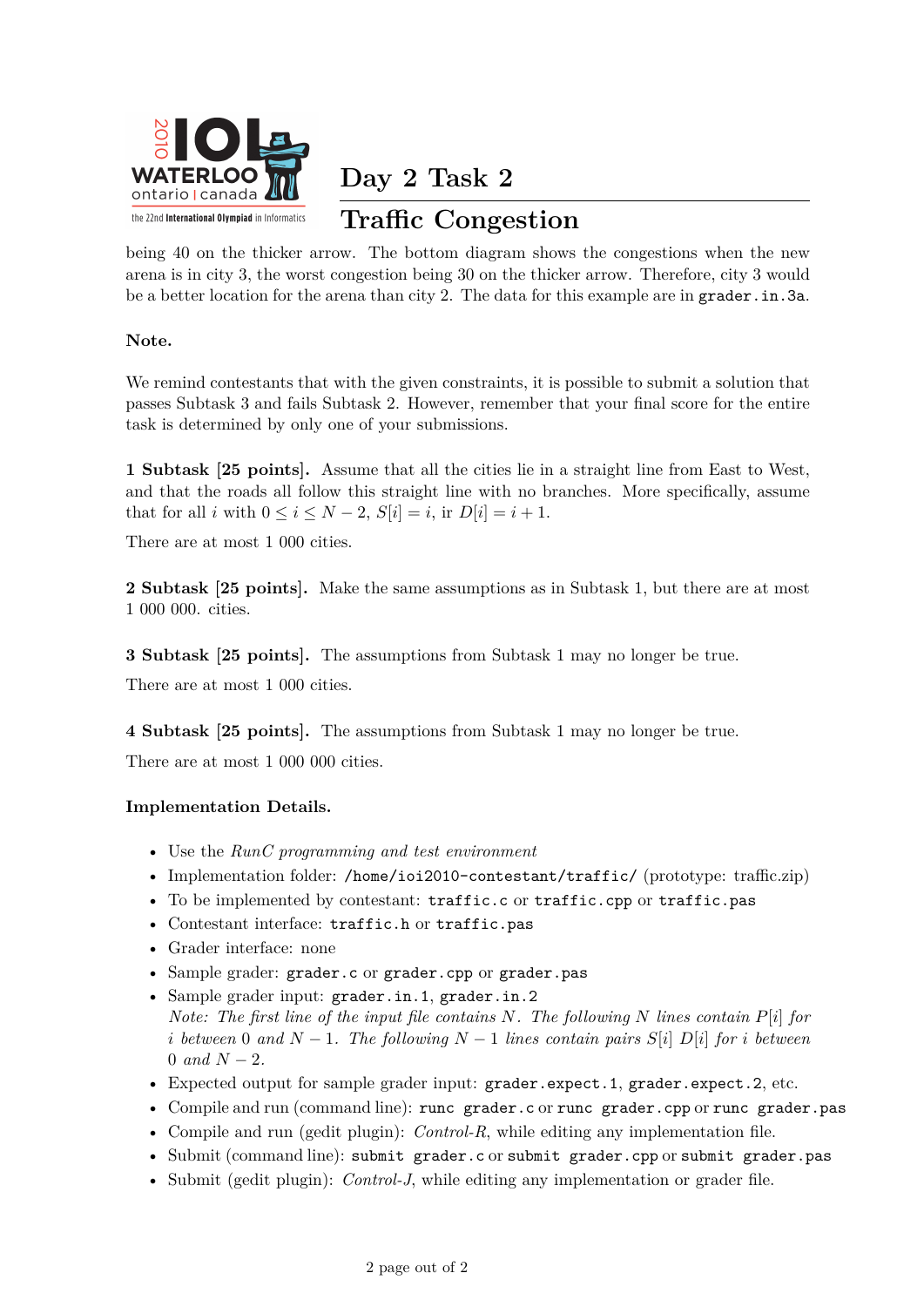being 40 on the thicker arrow. The bottom diagram shows the congestions when the new arena is in city 3, the worst congestion being 30 on the thicker arrow. Therefore, city 3 would be a better location for the arena than city 2. The data for this example are in `grader.in.3a`.

**Note.**

We remind contestants that with the given constraints, it is possible to submit a solution that passes Subtask 3 and fails Subtask 2. However, remember that your final score for the entire task is determined by only one of your submissions.

**1 Subtask [25 points].** Assume that all the cities lie in a straight line from East to West, and that the roads all follow this straight line with no branches. More specifically, assume that for all $i$ with $0 \leq i \leq N-2$, $S[i] = i$, ir $D[i] = i+1$.

There are at most 1 000 cities.

**2 Subtask [25 points].** Make the same assumptions as in Subtask 1, but there are at most 1 000 000. cities.

**3 Subtask [25 points].** The assumptions from Subtask 1 may no longer be true.

There are at most 1 000 cities.

**4 Subtask [25 points].** The assumptions from Subtask 1 may no longer be true.

There are at most 1 000 000 cities.

**Implementation Details.**

- Use the *RunC programming and test environment*
- Implementation folder: `/home/ioi2010-contestant/traffic/` (prototype: traffic.zip)
- To be implemented by contestant: `traffic.c` or `traffic.cpp` or `traffic.pas`
- Contestant interface: `traffic.h` or `traffic.pas`
- Grader interface: none
- Sample grader: `grader.c` or `grader.cpp` or `grader.pas`
- Sample grader input: `grader.in.1`, `grader.in.2`
  *Note: The first line of the input file contains $N$. The following $N$ lines contain $P[i]$ for $i$ between 0 and $N-1$. The following $N-1$ lines contain pairs $S[i]$ $D[i]$ for $i$ between 0 and $N-2$.*
- Expected output for sample grader input: `grader.expect.1`, `grader.expect.2`, etc.
- Compile and run (command line): `runc grader.c` or `runc grader.cpp` or `runc grader.pas`
- Compile and run (gedit plugin): *Control-R*, while editing any implementation file.
- Submit (command line): `submit grader.c` or `submit grader.cpp` or `submit grader.pas`
- Submit (gedit plugin): *Control-J*, while editing any implementation or grader file.